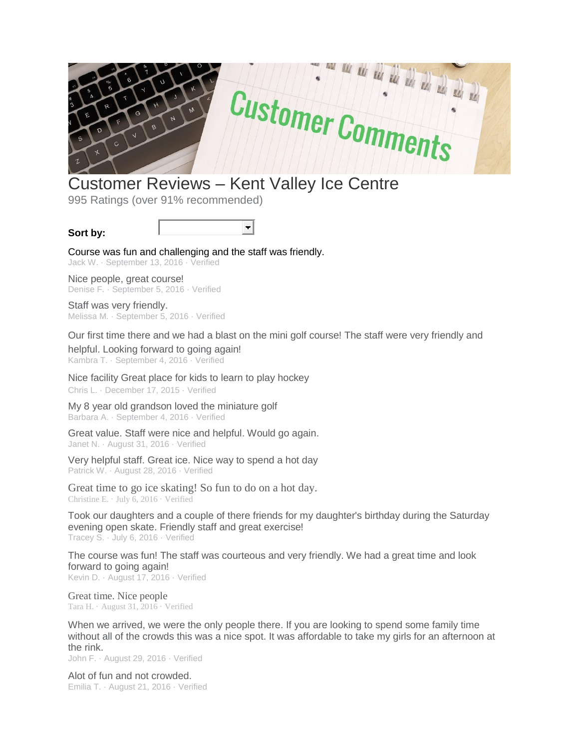# Customer Reviews – Kent Valley Ice Centre

995 Ratings (over 91% recommended)

**Sort by:**

Course was fun and challenging and the staff was friendly.
Jack W. · September 13, 2016 · Verified

Nice people, great course!
Denise F. · September 5, 2016 · Verified

Staff was very friendly.
Melissa M. · September 5, 2016 · Verified

Our first time there and we had a blast on the mini golf course! The staff were very friendly and helpful. Looking forward to going again!
Kambra T. · September 4, 2016 · Verified

Nice facility Great place for kids to learn to play hockey
Chris L. · December 17, 2015 · Verified

My 8 year old grandson loved the miniature golf
Barbara A. · September 4, 2016 · Verified

Great value. Staff were nice and helpful. Would go again.
Janet N. · August 31, 2016 · Verified

Very helpful staff. Great ice. Nice way to spend a hot day
Patrick W. · August 28, 2016 · Verified

Great time to go ice skating! So fun to do on a hot day.
Christine E. · July 6, 2016 · Verified

Took our daughters and a couple of there friends for my daughter's birthday during the Saturday evening open skate. Friendly staff and great exercise!
Tracey S. · July 6, 2016 · Verified

The course was fun! The staff was courteous and very friendly. We had a great time and look forward to going again!
Kevin D. · August 17, 2016 · Verified

Great time. Nice people
Tara H. · August 31, 2016 · Verified

When we arrived, we were the only people there. If you are looking to spend some family time without all of the crowds this was a nice spot. It was affordable to take my girls for an afternoon at the rink.
John F. · August 29, 2016 · Verified

Alot of fun and not crowded.
Emilia T. · August 21, 2016 · Verified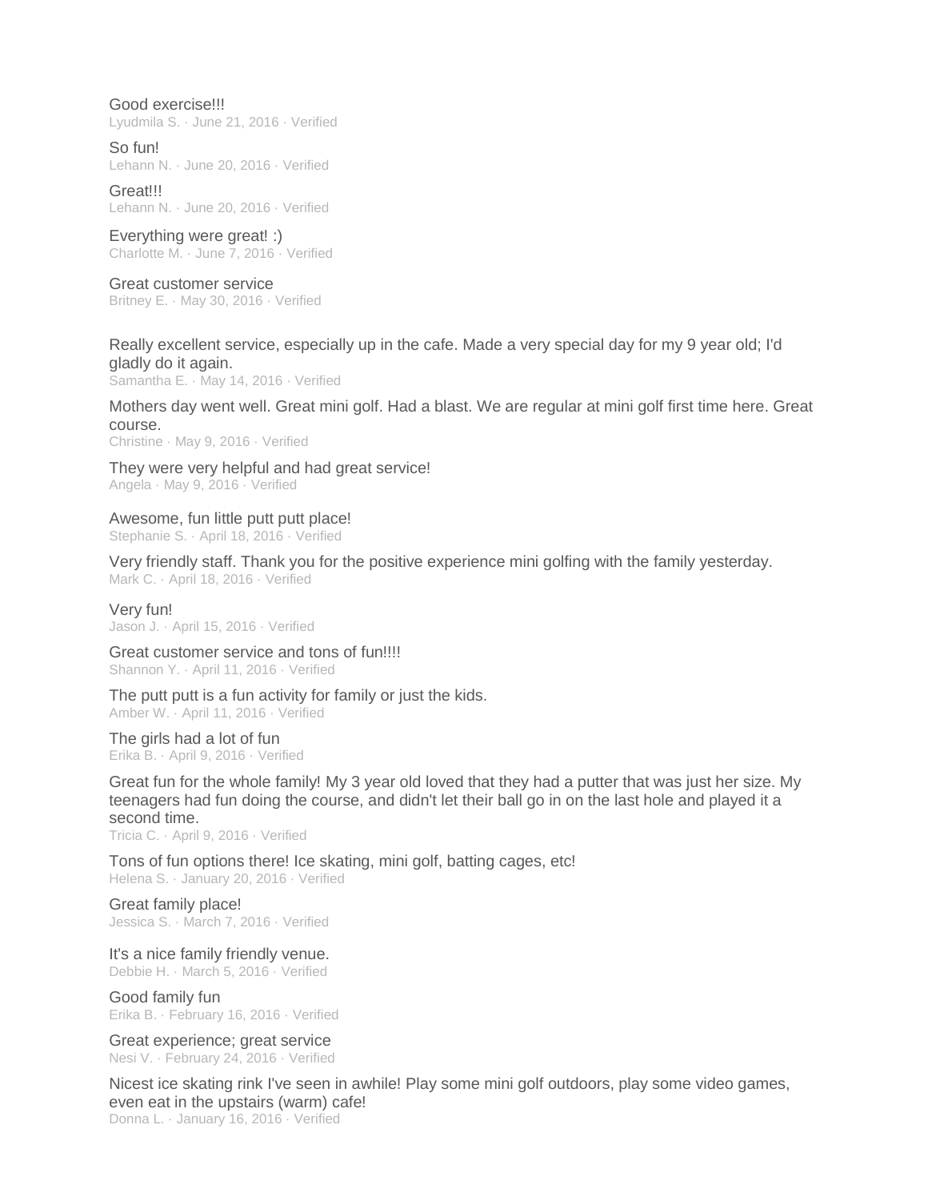Good exercise!!!
Lyudmila S. · June 21, 2016 · Verified

So fun!
Lehann N. · June 20, 2016 · Verified

Great!!!
Lehann N. · June 20, 2016 · Verified

Everything were great! :)
Charlotte M. · June 7, 2016 · Verified

Great customer service
Britney E. · May 30, 2016 · Verified

Really excellent service, especially up in the cafe. Made a very special day for my 9 year old; I'd gladly do it again.
Samantha E. · May 14, 2016 · Verified

Mothers day went well. Great mini golf. Had a blast. We are regular at mini golf first time here. Great course.
Christine · May 9, 2016 · Verified

They were very helpful and had great service!
Angela · May 9, 2016 · Verified

Awesome, fun little putt putt place!
Stephanie S. · April 18, 2016 · Verified

Very friendly staff. Thank you for the positive experience mini golfing with the family yesterday.
Mark C. · April 18, 2016 · Verified

Very fun!
Jason J. · April 15, 2016 · Verified

Great customer service and tons of fun!!!!
Shannon Y. · April 11, 2016 · Verified

The putt putt is a fun activity for family or just the kids.
Amber W. · April 11, 2016 · Verified

The girls had a lot of fun
Erika B. · April 9, 2016 · Verified

Great fun for the whole family! My 3 year old loved that they had a putter that was just her size. My teenagers had fun doing the course, and didn't let their ball go in on the last hole and played it a second time.
Tricia C. · April 9, 2016 · Verified

Tons of fun options there! Ice skating, mini golf, batting cages, etc!
Helena S. · January 20, 2016 · Verified

Great family place!
Jessica S. · March 7, 2016 · Verified

It's a nice family friendly venue.
Debbie H. · March 5, 2016 · Verified

Good family fun
Erika B. · February 16, 2016 · Verified

Great experience; great service
Nesi V. · February 24, 2016 · Verified

Nicest ice skating rink I've seen in awhile! Play some mini golf outdoors, play some video games, even eat in the upstairs (warm) cafe!
Donna L. · January 16, 2016 · Verified